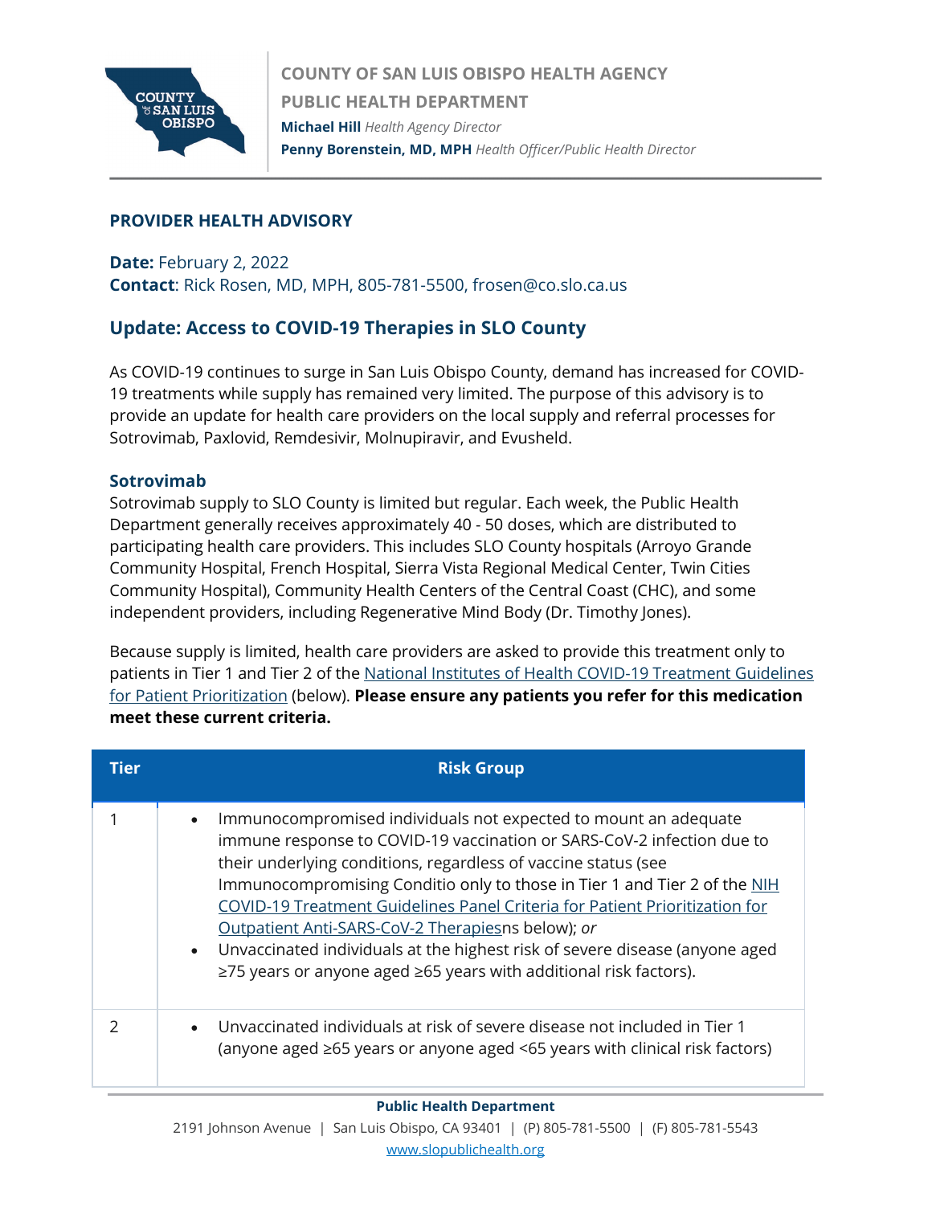COUNTY OF SAN LUIS OBISPO HEALTH AGENCY
PUBLIC HEALTH DEPARTMENT
**Michael Hill** *Health Agency Director*
**Penny Borenstein, MD, MPH** *Health Officer/Public Health Director*

## PROVIDER HEALTH ADVISORY

**Date:** February 2, 2022
**Contact**: Rick Rosen, MD, MPH, 805-781-5500, frosen@co.slo.ca.us

## Update: Access to COVID-19 Therapies in SLO County

As COVID-19 continues to surge in San Luis Obispo County, demand has increased for COVID-19 treatments while supply has remained very limited. The purpose of this advisory is to provide an update for health care providers on the local supply and referral processes for Sotrovimab, Paxlovid, Remdesivir, Molnupiravir, and Evusheld.

### Sotrovimab

Sotrovimab supply to SLO County is limited but regular. Each week, the Public Health Department generally receives approximately 40 - 50 doses, which are distributed to participating health care providers. This includes SLO County hospitals (Arroyo Grande Community Hospital, French Hospital, Sierra Vista Regional Medical Center, Twin Cities Community Hospital), Community Health Centers of the Central Coast (CHC), and some independent providers, including Regenerative Mind Body (Dr. Timothy Jones).

Because supply is limited, health care providers are asked to provide this treatment only to patients in Tier 1 and Tier 2 of the National Institutes of Health COVID-19 Treatment Guidelines for Patient Prioritization (below). **Please ensure any patients you refer for this medication meet these current criteria.**

| Tier | Risk Group |
|---|---|
| 1 | • Immunocompromised individuals not expected to mount an adequate immune response to COVID-19 vaccination or SARS-CoV-2 infection due to their underlying conditions, regardless of vaccine status (see Immunocompromising Conditio only to those in Tier 1 and Tier 2 of the NIH COVID-19 Treatment Guidelines Panel Criteria for Patient Prioritization for Outpatient Anti-SARS-CoV-2 Therapiesns below); *or*<br>• Unvaccinated individuals at the highest risk of severe disease (anyone aged ≥75 years or anyone aged ≥65 years with additional risk factors). |
| 2 | • Unvaccinated individuals at risk of severe disease not included in Tier 1 (anyone aged ≥65 years or anyone aged <65 years with clinical risk factors) |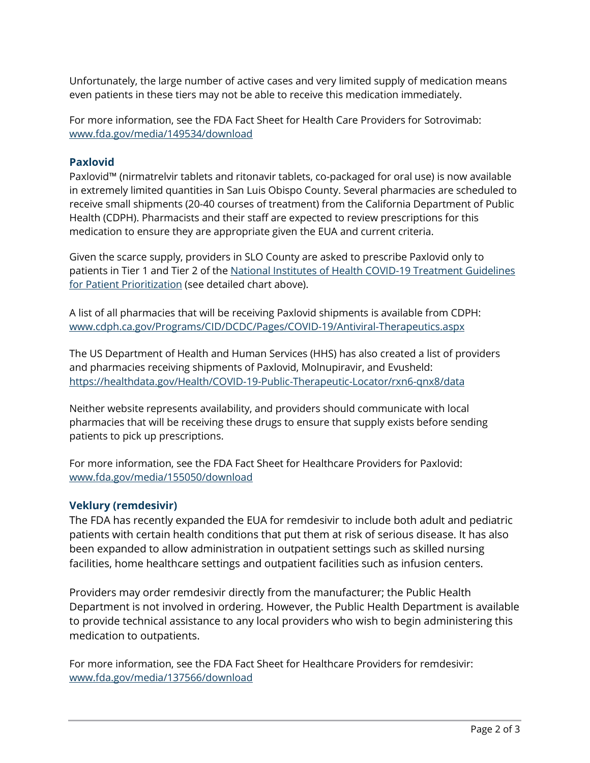Unfortunately, the large number of active cases and very limited supply of medication means even patients in these tiers may not be able to receive this medication immediately.

For more information, see the FDA Fact Sheet for Health Care Providers for Sotrovimab: [www.fda.gov/media/149534/download](www.fda.gov/media/149534/download)

### Paxlovid

Paxlovid™ (nirmatrelvir tablets and ritonavir tablets, co-packaged for oral use) is now available in extremely limited quantities in San Luis Obispo County. Several pharmacies are scheduled to receive small shipments (20-40 courses of treatment) from the California Department of Public Health (CDPH). Pharmacists and their staff are expected to review prescriptions for this medication to ensure they are appropriate given the EUA and current criteria.

Given the scarce supply, providers in SLO County are asked to prescribe Paxlovid only to patients in Tier 1 and Tier 2 of the National Institutes of Health COVID-19 Treatment Guidelines for Patient Prioritization (see detailed chart above).

A list of all pharmacies that will be receiving Paxlovid shipments is available from CDPH: [www.cdph.ca.gov/Programs/CID/DCDC/Pages/COVID-19/Antiviral-Therapeutics.aspx](www.cdph.ca.gov/Programs/CID/DCDC/Pages/COVID-19/Antiviral-Therapeutics.aspx)

The US Department of Health and Human Services (HHS) has also created a list of providers and pharmacies receiving shipments of Paxlovid, Molnupiravir, and Evusheld: [https://healthdata.gov/Health/COVID-19-Public-Therapeutic-Locator/rxn6-qnx8/data](https://healthdata.gov/Health/COVID-19-Public-Therapeutic-Locator/rxn6-qnx8/data)

Neither website represents availability, and providers should communicate with local pharmacies that will be receiving these drugs to ensure that supply exists before sending patients to pick up prescriptions.

For more information, see the FDA Fact Sheet for Healthcare Providers for Paxlovid: [www.fda.gov/media/155050/download](www.fda.gov/media/155050/download)

### Veklury (remdesivir)

The FDA has recently expanded the EUA for remdesivir to include both adult and pediatric patients with certain health conditions that put them at risk of serious disease. It has also been expanded to allow administration in outpatient settings such as skilled nursing facilities, home healthcare settings and outpatient facilities such as infusion centers.

Providers may order remdesivir directly from the manufacturer; the Public Health Department is not involved in ordering. However, the Public Health Department is available to provide technical assistance to any local providers who wish to begin administering this medication to outpatients.

For more information, see the FDA Fact Sheet for Healthcare Providers for remdesivir: [www.fda.gov/media/137566/download](www.fda.gov/media/137566/download)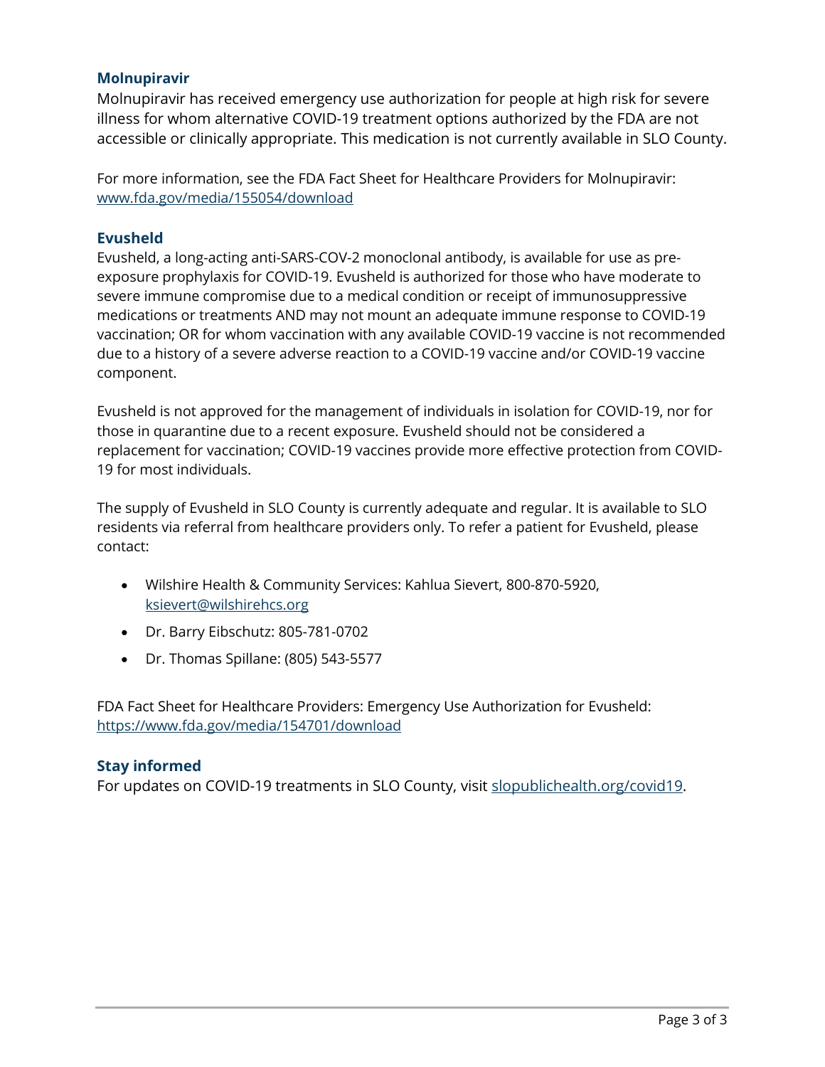## Molnupiravir

Molnupiravir has received emergency use authorization for people at high risk for severe illness for whom alternative COVID-19 treatment options authorized by the FDA are not accessible or clinically appropriate. This medication is not currently available in SLO County.

For more information, see the FDA Fact Sheet for Healthcare Providers for Molnupiravir: [www.fda.gov/media/155054/download](www.fda.gov/media/155054/download)

## Evusheld

Evusheld, a long-acting anti-SARS-COV-2 monoclonal antibody, is available for use as pre-exposure prophylaxis for COVID-19. Evusheld is authorized for those who have moderate to severe immune compromise due to a medical condition or receipt of immunosuppressive medications or treatments AND may not mount an adequate immune response to COVID-19 vaccination; OR for whom vaccination with any available COVID-19 vaccine is not recommended due to a history of a severe adverse reaction to a COVID-19 vaccine and/or COVID-19 vaccine component.

Evusheld is not approved for the management of individuals in isolation for COVID-19, nor for those in quarantine due to a recent exposure. Evusheld should not be considered a replacement for vaccination; COVID-19 vaccines provide more effective protection from COVID-19 for most individuals.

The supply of Evusheld in SLO County is currently adequate and regular. It is available to SLO residents via referral from healthcare providers only. To refer a patient for Evusheld, please contact:

- Wilshire Health & Community Services: Kahlua Sievert, 800-870-5920, [ksievert@wilshirehcs.org](mailto:ksievert@wilshirehcs.org)
- Dr. Barry Eibschutz: 805-781-0702
- Dr. Thomas Spillane: (805) 543-5577

FDA Fact Sheet for Healthcare Providers: Emergency Use Authorization for Evusheld: [https://www.fda.gov/media/154701/download](https://www.fda.gov/media/154701/download)

## Stay informed

For updates on COVID-19 treatments in SLO County, visit [slopublichealth.org/covid19](slopublichealth.org/covid19).